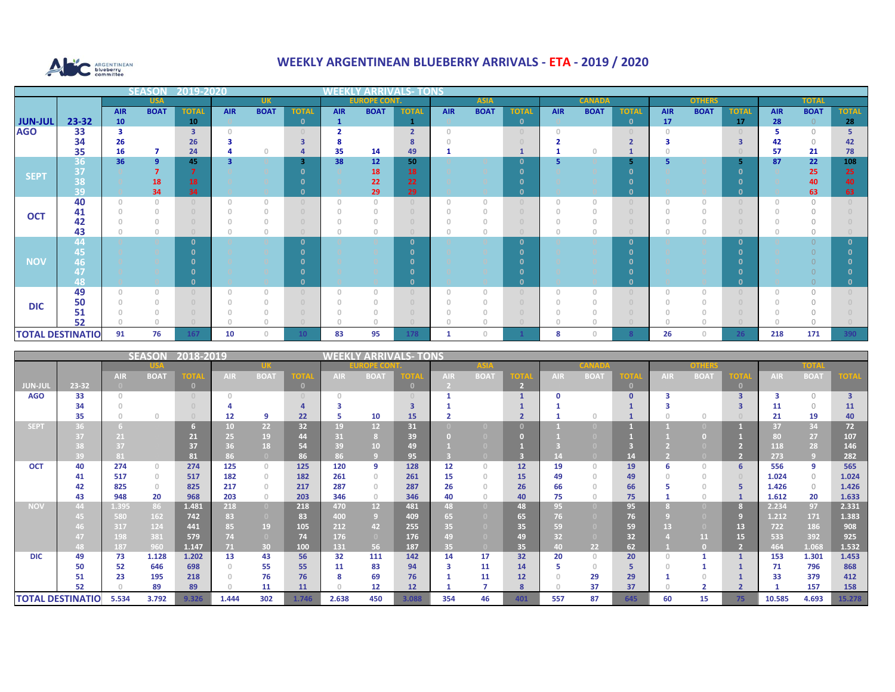# WEEKLY ARGENTINEAN BLUEBERRY ARRIVALS - ETA - 2019 / 2020

## SEASON 2019-2020 — WEEKLY ARRIVALS- TONS

| | | USA | | | UK | | | EUROPE CONT. | | | ASIA | | | CANADA | | | OTHERS | | | TOTAL | | |
|---|---|---|---|---|---|---|---|---|---|---|---|---|---|---|---|---|---|---|---|---|---|---|
| | | AIR | BOAT | TOTAL | AIR | BOAT | TOTAL | AIR | BOAT | TOTAL | AIR | BOAT | TOTAL | AIR | BOAT | TOTAL | AIR | BOAT | TOTAL | AIR | BOAT | TOTAL |
| JUN-JUL | 23-32 | 10 | | 10 | 0 | | 0 | 1 | | 1 | 0 | | 0 | 0 | | 0 | 17 | | 17 | 28 | 0 | 28 |
| AGO | 33 | 3 | | 3 | 0 | | 0 | 2 | | 2 | 0 | | 0 | 0 | | 0 | 0 | | 0 | 5 | 0 | 5 |
| | 34 | 26 | | 26 | 3 | | 3 | 8 | | 8 | 0 | | 0 | 2 | | 2 | 3 | | 3 | 42 | 0 | 42 |
| | 35 | 16 | 7 | 24 | 4 | 0 | 4 | 35 | 14 | 49 | 1 | | 1 | 1 | 0 | 1 | 0 | | 0 | 57 | 21 | 78 |
| SEPT | 36 | 36 | 9 | 45 | 3 | 0 | 3 | 38 | 12 | 50 | 0 | 0 | 0 | 5 | 0 | 5 | 5 | 0 | 5 | 87 | 22 | 108 |
| | 37 | 0 | 7 | 7 | 0 | 0 | 0 | 0 | 18 | 18 | 0 | 0 | 0 | 0 | 0 | 0 | 0 | 0 | 0 | 0 | 25 | 25 |
| | 38 | 0 | 18 | 18 | 0 | 0 | 0 | 0 | 22 | 22 | 0 | 0 | 0 | 0 | 0 | 0 | 0 | 0 | 0 | 0 | 40 | 40 |
| | 39 | 0 | 34 | 34 | 0 | 0 | 0 | 0 | 29 | 29 | 0 | 0 | 0 | 0 | 0 | 0 | 0 | 0 | 0 | 0 | 63 | 63 |
| OCT | 40 | 0 | 0 | 0 | 0 | 0 | 0 | 0 | 0 | 0 | 0 | 0 | 0 | 0 | 0 | 0 | 0 | 0 | 0 | 0 | 0 | 0 |
| | 41 | 0 | 0 | 0 | 0 | 0 | 0 | 0 | 0 | 0 | 0 | 0 | 0 | 0 | 0 | 0 | 0 | 0 | 0 | 0 | 0 | 0 |
| | 42 | 0 | 0 | 0 | 0 | 0 | 0 | 0 | 0 | 0 | 0 | 0 | 0 | 0 | 0 | 0 | 0 | 0 | 0 | 0 | 0 | 0 |
| | 43 | 0 | 0 | 0 | 0 | 0 | 0 | 0 | 0 | 0 | 0 | 0 | 0 | 0 | 0 | 0 | 0 | 0 | 0 | 0 | 0 | 0 |
| NOV | 44 | 0 | 0 | 0 | 0 | 0 | 0 | 0 | 0 | 0 | 0 | 0 | 0 | 0 | 0 | 0 | 0 | 0 | 0 | 0 | 0 | 0 |
| | 45 | 0 | 0 | 0 | 0 | 0 | 0 | 0 | 0 | 0 | 0 | 0 | 0 | 0 | 0 | 0 | 0 | 0 | 0 | 0 | 0 | 0 |
| | 46 | 0 | 0 | 0 | 0 | 0 | 0 | 0 | 0 | 0 | 0 | 0 | 0 | 0 | 0 | 0 | 0 | 0 | 0 | 0 | 0 | 0 |
| | 47 | 0 | 0 | 0 | 0 | 0 | 0 | 0 | 0 | 0 | 0 | 0 | 0 | 0 | 0 | 0 | 0 | 0 | 0 | 0 | 0 | 0 |
| | 48 | 0 | 0 | 0 | 0 | 0 | 0 | 0 | 0 | 0 | 0 | 0 | 0 | 0 | 0 | 0 | 0 | 0 | 0 | 0 | 0 | 0 |
| DIC | 49 | 0 | 0 | 0 | 0 | 0 | 0 | 0 | 0 | 0 | 0 | 0 | 0 | 0 | 0 | 0 | 0 | 0 | 0 | 0 | 0 | 0 |
| | 50 | 0 | 0 | 0 | 0 | 0 | 0 | 0 | 0 | 0 | 0 | 0 | 0 | 0 | 0 | 0 | 0 | 0 | 0 | 0 | 0 | 0 |
| | 51 | 0 | 0 | 0 | 0 | 0 | 0 | 0 | 0 | 0 | 0 | 0 | 0 | 0 | 0 | 0 | 0 | 0 | 0 | 0 | 0 | 0 |
| | 52 | 0 | 0 | 0 | 0 | 0 | 0 | 0 | 0 | 0 | 0 | 0 | 0 | 0 | 0 | 0 | 0 | 0 | 0 | 0 | 0 | 0 |
| TOTAL DESTINATIO | | 91 | 76 | 167 | 10 | 0 | 10 | 83 | 95 | 178 | 1 | 0 | 1 | 8 | 0 | 8 | 26 | 0 | 26 | 218 | 171 | 390 |

## SEASON 2018-2019 — WEEKLY ARRIVALS- TONS

| | | USA | | | UK | | | EUROPE CONT. | | | ASIA | | | CANADA | | | OTHERS | | | TOTAL | | |
|---|---|---|---|---|---|---|---|---|---|---|---|---|---|---|---|---|---|---|---|---|---|---|
| | | AIR | BOAT | TOTAL | AIR | BOAT | TOTAL | AIR | BOAT | TOTAL | AIR | BOAT | TOTAL | AIR | BOAT | TOTAL | AIR | BOAT | TOTAL | AIR | BOAT | TOTAL |
| JUN-JUL | 23-32 | 0 | | 0 | | | 0 | | | 0 | 2 | | 2 | | | 0 | | | 0 | | | |
| AGO | 33 | 0 | | 0 | 0 | | 0 | 0 | | 0 | 1 | | 1 | 0 | | 0 | 3 | | 3 | 3 | 0 | 3 |
| | 34 | 0 | | 0 | 4 | | 4 | 3 | | 3 | 1 | | 1 | 1 | | 1 | 3 | | 3 | 11 | 0 | 11 |
| | 35 | 0 | 0 | 0 | 12 | 9 | 22 | 5 | 10 | 15 | 2 | | 2 | 1 | 0 | 1 | 0 | 0 | 0 | 21 | 19 | 40 |
| SEPT | 36 | 6 | | 6 | 10 | 22 | 32 | 19 | 12 | 31 | 0 | 0 | 0 | 1 | 0 | 1 | 1 | 0 | 1 | 37 | 34 | 72 |
| | 37 | 21 | | 21 | 25 | 19 | 44 | 31 | 8 | 39 | 0 | 0 | 0 | 1 | 0 | 1 | 1 | 0 | 1 | 80 | 27 | 107 |
| | 38 | 37 | | 37 | 36 | 18 | 54 | 39 | 10 | 49 | 1 | 0 | 1 | 3 | 0 | 3 | 2 | 0 | 2 | 118 | 28 | 146 |
| | 39 | 81 | | 81 | 86 | 0 | 86 | 86 | 9 | 95 | 3 | 0 | 3 | 14 | 0 | 14 | 2 | 0 | 2 | 273 | 9 | 282 |
| OCT | 40 | 274 | 0 | 274 | 125 | 0 | 125 | 120 | 9 | 128 | 12 | 0 | 12 | 19 | 0 | 19 | 6 | 0 | 6 | 556 | 9 | 565 |
| | 41 | 517 | 0 | 517 | 182 | 0 | 182 | 261 | 0 | 261 | 15 | 0 | 15 | 49 | 0 | 49 | 0 | 0 | 0 | 1.024 | 0 | 1.024 |
| | 42 | 825 | 0 | 825 | 217 | 0 | 217 | 287 | 0 | 287 | 26 | 0 | 26 | 66 | 0 | 66 | 5 | 0 | 5 | 1.426 | 0 | 1.426 |
| | 43 | 948 | 20 | 968 | 203 | 0 | 203 | 346 | 0 | 346 | 40 | 0 | 40 | 75 | 0 | 75 | 1 | 0 | 1 | 1.612 | 20 | 1.633 |
| NOV | 44 | 1.395 | 86 | 1.481 | 218 | 0 | 218 | 470 | 12 | 481 | 48 | 0 | 48 | 95 | 0 | 95 | 8 | 0 | 8 | 2.234 | 97 | 2.331 |
| | 45 | 580 | 162 | 742 | 83 | 0 | 83 | 400 | 9 | 409 | 65 | 0 | 65 | 76 | 0 | 76 | 9 | 0 | 9 | 1.212 | 171 | 1.383 |
| | 46 | 317 | 124 | 441 | 85 | 19 | 105 | 212 | 42 | 255 | 35 | 0 | 35 | 59 | 0 | 59 | 13 | 0 | 13 | 722 | 186 | 908 |
| | 47 | 198 | 381 | 579 | 74 | 0 | 74 | 176 | 0 | 176 | 49 | 0 | 49 | 32 | 0 | 32 | 4 | 11 | 15 | 533 | 392 | 925 |
| | 48 | 187 | 960 | 1.147 | 71 | 30 | 100 | 131 | 56 | 187 | 35 | 0 | 35 | 40 | 22 | 62 | 1 | 0 | 2 | 464 | 1.068 | 1.532 |
| DIC | 49 | 73 | 1.128 | 1.202 | 13 | 43 | 56 | 32 | 111 | 142 | 14 | 17 | 32 | 20 | 0 | 20 | 0 | 1 | 1 | 153 | 1.301 | 1.453 |
| | 50 | 52 | 646 | 698 | 0 | 55 | 55 | 11 | 83 | 94 | 3 | 11 | 14 | 5 | 0 | 5 | 0 | 1 | 1 | 71 | 796 | 868 |
| | 51 | 23 | 195 | 218 | 0 | 76 | 76 | 8 | 69 | 76 | 1 | 11 | 12 | 0 | 29 | 29 | 1 | 0 | 1 | 33 | 379 | 412 |
| | 52 | 0 | 89 | 89 | 0 | 11 | 11 | 0 | 12 | 12 | 1 | 7 | 8 | 0 | 37 | 37 | 0 | 2 | 2 | 1 | 157 | 158 |
| TOTAL DESTINATIO | | 5.534 | 3.792 | 9.326 | 1.444 | 302 | 1.746 | 2.638 | 450 | 3.088 | 354 | 46 | 401 | 557 | 87 | 645 | 60 | 15 | 75 | 10.585 | 4.693 | 15.278 |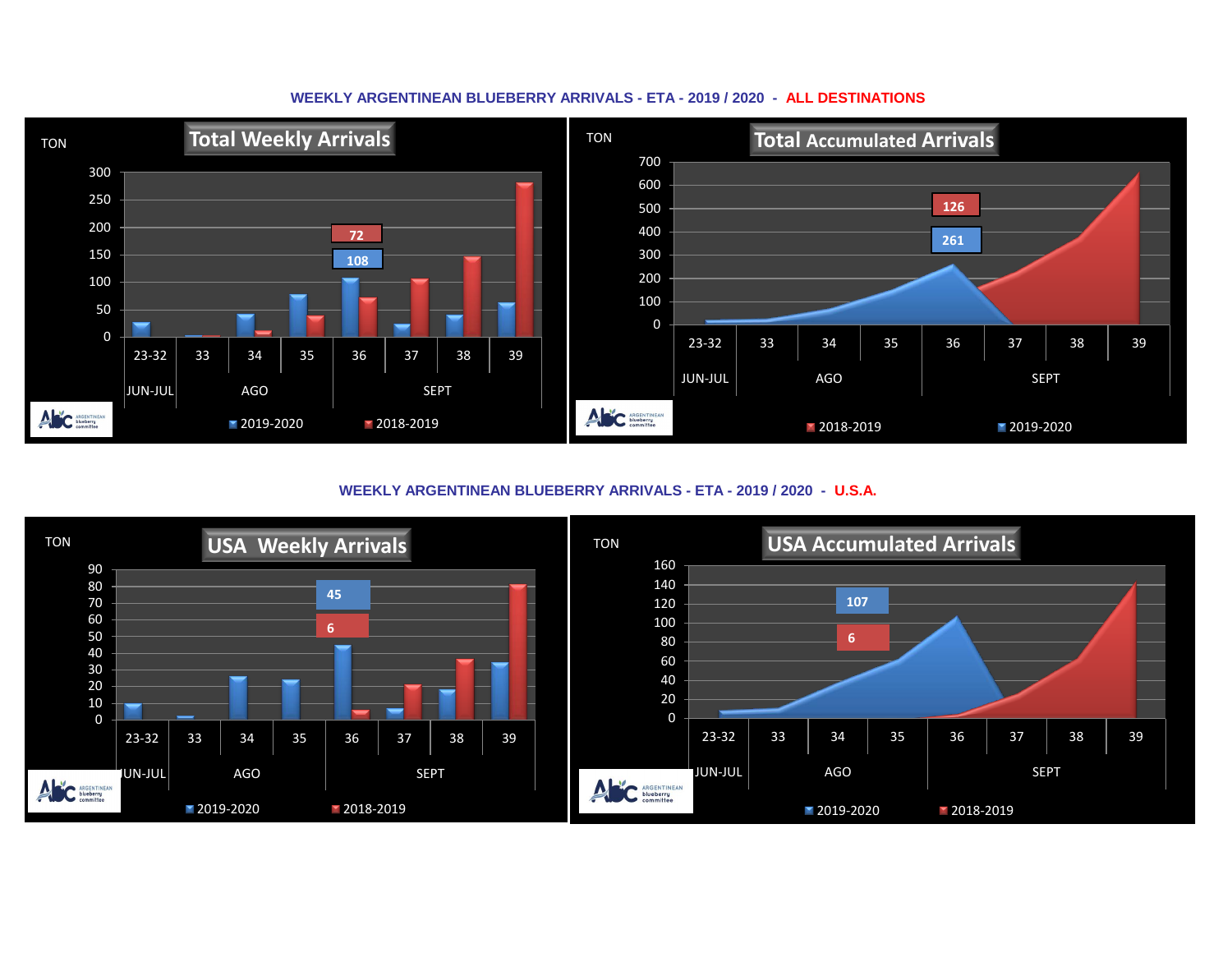## WEEKLY ARGENTINEAN BLUEBERRY ARRIVALS - ETA - 2019 / 2020 - ALL DESTINATIONS

**Total Weekly Arrivals**

TON

300
250
200
150
100
50
0

72
108

23-32 | 33 | 34 | 35 | 36 | 37 | 38 | 39

JUN-JUL | AGO | SEPT

2019-2020 | 2018-2019

**Total Accumulated Arrivals**

TON

700
600
500
400
300
200
100
0

126
261

23-32 | 33 | 34 | 35 | 36 | 37 | 38 | 39

JUN-JUL | AGO | SEPT

2018-2019 | 2019-2020

## WEEKLY ARGENTINEAN BLUEBERRY ARRIVALS - ETA - 2019 / 2020 - U.S.A.

**USA Weekly Arrivals**

TON

90
80
70
60
50
40
30
20
10
0

45
6

23-32 | 33 | 34 | 35 | 36 | 37 | 38 | 39

JUN-JUL | AGO | SEPT

2019-2020 | 2018-2019

**USA Accumulated Arrivals**

TON

160
140
120
100
80
60
40
20
0

107
6

23-32 | 33 | 34 | 35 | 36 | 37 | 38 | 39

JUN-JUL | AGO | SEPT

2019-2020 | 2018-2019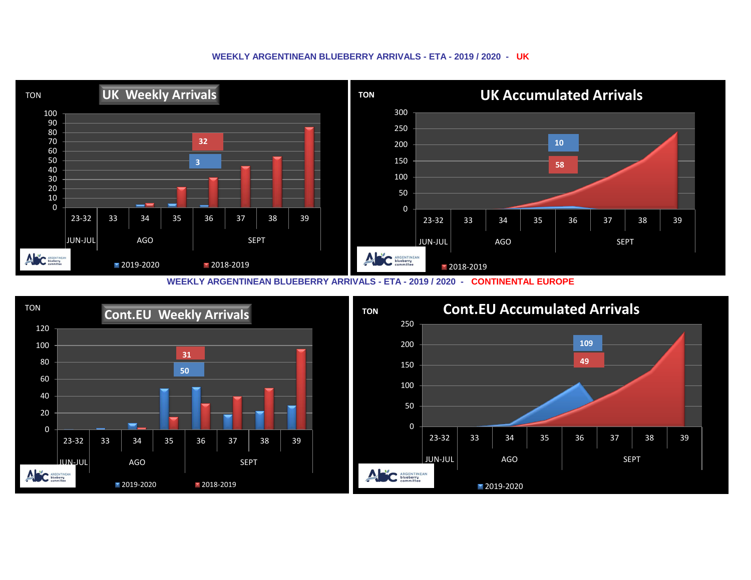## WEEKLY ARGENTINEAN BLUEBERRY ARRIVALS - ETA - 2019 / 2020 - UK

**UK Weekly Arrivals**

TON

| | 23-32 | 33 | 34 | 35 | 36 | 37 | 38 | 39 |
|---|---|---|---|---|---|---|---|---|
| | JUN-JUL | AGO | | | SEPT | | | |

2019-2020: 3 — 2018-2019: 32

■ 2019-2020 ■ 2018-2019

**UK Accumulated Arrivals**

TON

| | 23-32 | 33 | 34 | 35 | 36 | 37 | 38 | 39 |
|---|---|---|---|---|---|---|---|---|
| | JUN-JUL | AGO | | | SEPT | | | |

2019-2020: 10 — 2018-2019: 58

■ 2018-2019

## WEEKLY ARGENTINEAN BLUEBERRY ARRIVALS - ETA - 2019 / 2020 - CONTINENTAL EUROPE

**Cont.EU Weekly Arrivals**

TON

| | 23-32 | 33 | 34 | 35 | 36 | 37 | 38 | 39 |
|---|---|---|---|---|---|---|---|---|
| | JUN-JUL | AGO | | | SEPT | | | |

2019-2020: 50 — 2018-2019: 31

■ 2019-2020 ■ 2018-2019

**Cont.EU Accumulated Arrivals**

TON

| | 23-32 | 33 | 34 | 35 | 36 | 37 | 38 | 39 |
|---|---|---|---|---|---|---|---|---|
| | JUN-JUL | AGO | | | SEPT | | | |

2019-2020: 109 — 2018-2019: 49

■ 2019-2020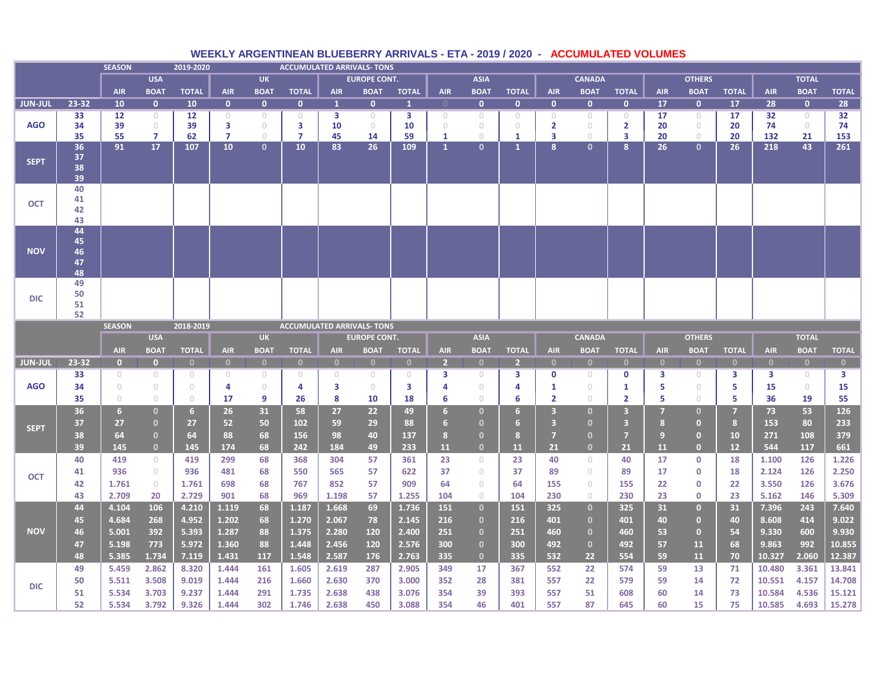# WEEKLY ARGENTINEAN BLUEBERRY ARRIVALS - ETA - 2019 / 2020 - ACCUMULATED VOLUMES

**SEASON 2019-2020 — ACCUMULATED ARRIVALS- TONS**

| | | USA | | | UK | | | EUROPE CONT. | | | ASIA | | | CANADA | | | OTHERS | | | TOTAL | | |
|---|---|---|---|---|---|---|---|---|---|---|---|---|---|---|---|---|---|---|---|---|---|---|
| | | AIR | BOAT | TOTAL | AIR | BOAT | TOTAL | AIR | BOAT | TOTAL | AIR | BOAT | TOTAL | AIR | BOAT | TOTAL | AIR | BOAT | TOTAL | AIR | BOAT | TOTAL |
| JUN-JUL | 23-32 | 10 | 0 | 10 | 0 | 0 | 0 | 1 | 0 | 1 | 0 | 0 | 0 | 0 | 0 | 0 | 17 | 0 | 17 | 28 | 0 | 28 |
| AGO | 33 | 12 | 0 | 12 | 0 | 0 | 0 | 3 | 0 | 3 | 0 | 0 | 0 | 0 | 0 | 0 | 17 | 0 | 17 | 32 | 0 | 32 |
| | 34 | 39 | 0 | 39 | 3 | 0 | 3 | 10 | 0 | 10 | 0 | 0 | 0 | 2 | 0 | 2 | 20 | 0 | 20 | 74 | 0 | 74 |
| | 35 | 55 | 7 | 62 | 7 | 0 | 7 | 45 | 14 | 59 | 1 | 0 | 1 | 3 | 0 | 3 | 20 | 0 | 20 | 132 | 21 | 153 |
| SEPT | 36 | 91 | 17 | 107 | 10 | 0 | 10 | 83 | 26 | 109 | 1 | 0 | 1 | 8 | 0 | 8 | 26 | 0 | 26 | 218 | 43 | 261 |
| | 37 | | | | | | | | | | | | | | | | | | | | | |
| | 38 | | | | | | | | | | | | | | | | | | | | | |
| | 39 | | | | | | | | | | | | | | | | | | | | | |
| OCT | 40 | | | | | | | | | | | | | | | | | | | | | |
| | 41 | | | | | | | | | | | | | | | | | | | | | |
| | 42 | | | | | | | | | | | | | | | | | | | | | |
| | 43 | | | | | | | | | | | | | | | | | | | | | |
| NOV | 44 | | | | | | | | | | | | | | | | | | | | | |
| | 45 | | | | | | | | | | | | | | | | | | | | | |
| | 46 | | | | | | | | | | | | | | | | | | | | | |
| | 47 | | | | | | | | | | | | | | | | | | | | | |
| | 48 | | | | | | | | | | | | | | | | | | | | | |
| DIC | 49 | | | | | | | | | | | | | | | | | | | | | |
| | 50 | | | | | | | | | | | | | | | | | | | | | |
| | 51 | | | | | | | | | | | | | | | | | | | | | |
| | 52 | | | | | | | | | | | | | | | | | | | | | |

**SEASON 2018-2019 — ACCUMULATED ARRIVALS- TONS**

| | | USA | | | UK | | | EUROPE CONT. | | | ASIA | | | CANADA | | | OTHERS | | | TOTAL | | |
|---|---|---|---|---|---|---|---|---|---|---|---|---|---|---|---|---|---|---|---|---|---|---|
| | | AIR | BOAT | TOTAL | AIR | BOAT | TOTAL | AIR | BOAT | TOTAL | AIR | BOAT | TOTAL | AIR | BOAT | TOTAL | AIR | BOAT | TOTAL | AIR | BOAT | TOTAL |
| JUN-JUL | 23-32 | 0 | 0 | 0 | 0 | 0 | 0 | 0 | 0 | 0 | 2 | 0 | 2 | 0 | 0 | 0 | 0 | 0 | 0 | 0 | 0 | 0 |
| AGO | 33 | 0 | 0 | 0 | 0 | 0 | 0 | 0 | 0 | 0 | 3 | 0 | 3 | 0 | 0 | 0 | 3 | 0 | 3 | 3 | 0 | 3 |
| | 34 | 0 | 0 | 0 | 4 | 0 | 4 | 3 | 0 | 3 | 4 | 0 | 4 | 1 | 0 | 1 | 5 | 0 | 5 | 15 | 0 | 15 |
| | 35 | 0 | 0 | 0 | 17 | 9 | 26 | 8 | 10 | 18 | 6 | 0 | 6 | 2 | 0 | 2 | 5 | 0 | 5 | 36 | 19 | 55 |
| SEPT | 36 | 6 | 0 | 6 | 26 | 31 | 58 | 27 | 22 | 49 | 6 | 0 | 6 | 3 | 0 | 3 | 7 | 0 | 7 | 73 | 53 | 126 |
| | 37 | 27 | 0 | 27 | 52 | 50 | 102 | 59 | 29 | 88 | 6 | 0 | 6 | 3 | 0 | 3 | 8 | 0 | 8 | 153 | 80 | 233 |
| | 38 | 64 | 0 | 64 | 88 | 68 | 156 | 98 | 40 | 137 | 8 | 0 | 8 | 7 | 0 | 7 | 9 | 0 | 10 | 271 | 108 | 379 |
| | 39 | 145 | 0 | 145 | 174 | 68 | 242 | 184 | 49 | 233 | 11 | 0 | 11 | 21 | 0 | 21 | 11 | 0 | 12 | 544 | 117 | 661 |
| OCT | 40 | 419 | 0 | 419 | 299 | 68 | 368 | 304 | 57 | 361 | 23 | 0 | 23 | 40 | 0 | 40 | 17 | 0 | 18 | 1.100 | 126 | 1.226 |
| | 41 | 936 | 0 | 936 | 481 | 68 | 550 | 565 | 57 | 622 | 37 | 0 | 37 | 89 | 0 | 89 | 17 | 0 | 18 | 2.124 | 126 | 2.250 |
| | 42 | 1.761 | 0 | 1.761 | 698 | 68 | 767 | 852 | 57 | 909 | 64 | 0 | 64 | 155 | 0 | 155 | 22 | 0 | 22 | 3.550 | 126 | 3.676 |
| | 43 | 2.709 | 20 | 2.729 | 901 | 68 | 969 | 1.198 | 57 | 1.255 | 104 | 0 | 104 | 230 | 0 | 230 | 23 | 0 | 23 | 5.162 | 146 | 5.309 |
| NOV | 44 | 4.104 | 106 | 4.210 | 1.119 | 68 | 1.187 | 1.668 | 69 | 1.736 | 151 | 0 | 151 | 325 | 0 | 325 | 31 | 0 | 31 | 7.396 | 243 | 7.640 |
| | 45 | 4.684 | 268 | 4.952 | 1.202 | 68 | 1.270 | 2.067 | 78 | 2.145 | 216 | 0 | 216 | 401 | 0 | 401 | 40 | 0 | 40 | 8.608 | 414 | 9.022 |
| | 46 | 5.001 | 392 | 5.393 | 1.287 | 88 | 1.375 | 2.280 | 120 | 2.400 | 251 | 0 | 251 | 460 | 0 | 460 | 53 | 0 | 54 | 9.330 | 600 | 9.930 |
| | 47 | 5.198 | 773 | 5.972 | 1.360 | 88 | 1.448 | 2.456 | 120 | 2.576 | 300 | 0 | 300 | 492 | 0 | 492 | 57 | 11 | 68 | 9.863 | 992 | 10.855 |
| | 48 | 5.385 | 1.734 | 7.119 | 1.431 | 117 | 1.548 | 2.587 | 176 | 2.763 | 335 | 0 | 335 | 532 | 22 | 554 | 59 | 11 | 70 | 10.327 | 2.060 | 12.387 |
| DIC | 49 | 5.459 | 2.862 | 8.320 | 1.444 | 161 | 1.605 | 2.619 | 287 | 2.905 | 349 | 17 | 367 | 552 | 22 | 574 | 59 | 13 | 71 | 10.480 | 3.361 | 13.841 |
| | 50 | 5.511 | 3.508 | 9.019 | 1.444 | 216 | 1.660 | 2.630 | 370 | 3.000 | 352 | 28 | 381 | 557 | 22 | 579 | 59 | 14 | 72 | 10.551 | 4.157 | 14.708 |
| | 51 | 5.534 | 3.703 | 9.237 | 1.444 | 291 | 1.735 | 2.638 | 438 | 3.076 | 354 | 39 | 393 | 557 | 51 | 608 | 60 | 14 | 73 | 10.584 | 4.536 | 15.121 |
| | 52 | 5.534 | 3.792 | 9.326 | 1.444 | 302 | 1.746 | 2.638 | 450 | 3.088 | 354 | 46 | 401 | 557 | 87 | 645 | 60 | 15 | 75 | 10.585 | 4.693 | 15.278 |